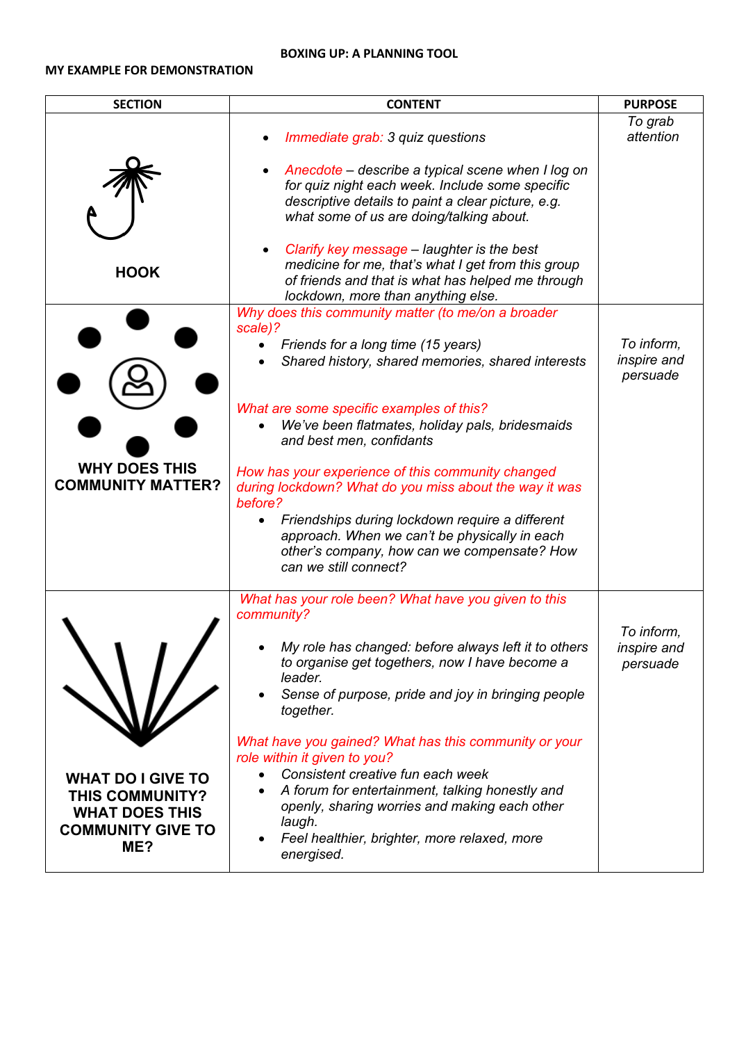**BOXING UP: A PLANNING TOOL**

**MY EXAMPLE FOR DEMONSTRATION**

| SECTION | CONTENT | PURPOSE |
|---|---|---|
| **HOOK** | • *Immediate grab: 3 quiz questions*<br>• *Anecdote – describe a typical scene when I log on for quiz night each week. Include some specific descriptive details to paint a clear picture, e.g. what some of us are doing/talking about.*<br>• *Clarify key message – laughter is the best medicine for me, that's what I get from this group of friends and that is what has helped me through lockdown, more than anything else.* | *To grab attention* |
| **WHY DOES THIS COMMUNITY MATTER?** | *Why does this community matter (to me/on a broader scale)?*<br>• *Friends for a long time (15 years)*<br>• *Shared history, shared memories, shared interests*<br><br>*What are some specific examples of this?*<br>• *We've been flatmates, holiday pals, bridesmaids and best men, confidants*<br><br>*How has your experience of this community changed during lockdown? What do you miss about the way it was before?*<br>• *Friendships during lockdown require a different approach. When we can't be physically in each other's company, how can we compensate? How can we still connect?* | *To inform, inspire and persuade* |
| **WHAT DO I GIVE TO THIS COMMUNITY? WHAT DOES THIS COMMUNITY GIVE TO ME?** | *What has your role been? What have you given to this community?*<br>• *My role has changed: before always left it to others to organise get togethers, now I have become a leader.*<br>• *Sense of purpose, pride and joy in bringing people together.*<br><br>*What have you gained? What has this community or your role within it given to you?*<br>• *Consistent creative fun each week*<br>• *A forum for entertainment, talking honestly and openly, sharing worries and making each other laugh.*<br>• *Feel healthier, brighter, more relaxed, more energised.* | *To inform, inspire and persuade* |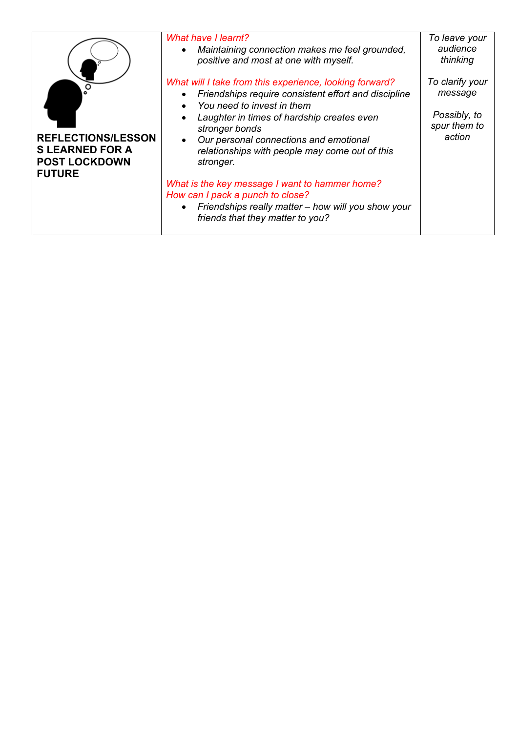| | | |
|---|---|---|
| **REFLECTIONS/LESSONS LEARNED FOR A POST LOCKDOWN FUTURE** | *What have I learnt?*<br>• *Maintaining connection makes me feel grounded, positive and most at one with myself.*<br><br>*What will I take from this experience, looking forward?*<br>• *Friendships require consistent effort and discipline*<br>• *You need to invest in them*<br>• *Laughter in times of hardship creates even stronger bonds*<br>• *Our personal connections and emotional relationships with people may come out of this stronger.*<br><br>*What is the key message I want to hammer home? How can I pack a punch to close?*<br>• *Friendships really matter – how will you show your friends that they matter to you?* | *To leave your audience thinking*<br><br>*To clarify your message*<br><br>*Possibly, to spur them to action* |